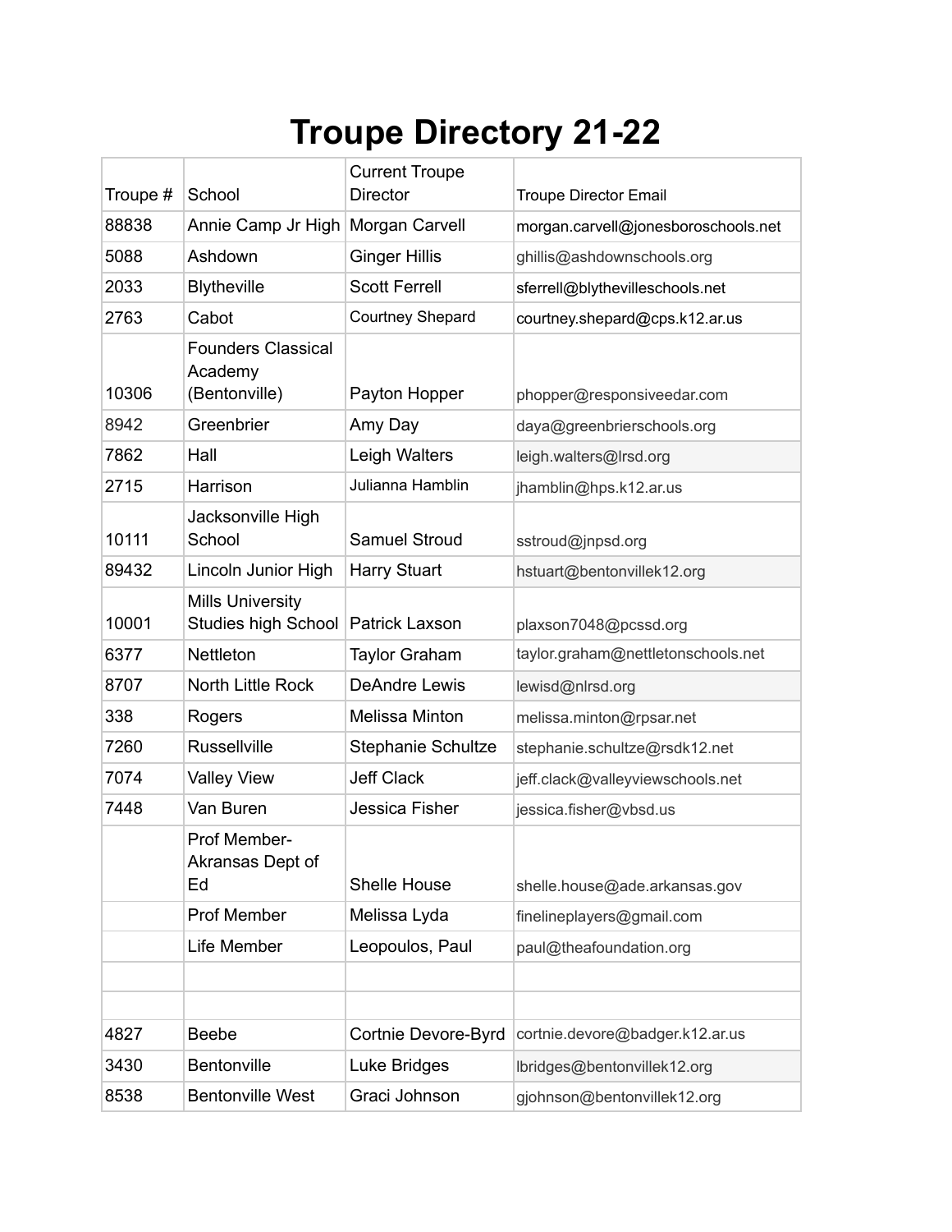# Troupe Directory 21-22

| Troupe # | School | Current Troupe Director | Troupe Director Email |
|---|---|---|---|
| 88838 | Annie Camp Jr High | Morgan Carvell | morgan.carvell@jonesboroschools.net |
| 5088 | Ashdown | Ginger Hillis | ghillis@ashdownschools.org |
| 2033 | Blytheville | Scott Ferrell | sferrell@blythevilleschools.net |
| 2763 | Cabot | Courtney Shepard | courtney.shepard@cps.k12.ar.us |
| 10306 | Founders Classical Academy (Bentonville) | Payton Hopper | phopper@responsiveedar.com |
| 8942 | Greenbrier | Amy Day | daya@greenbrierschools.org |
| 7862 | Hall | Leigh Walters | leigh.walters@lrsd.org |
| 2715 | Harrison | Julianna Hamblin | jhamblin@hps.k12.ar.us |
| 10111 | Jacksonville High School | Samuel Stroud | sstroud@jnpsd.org |
| 89432 | Lincoln Junior High | Harry Stuart | hstuart@bentonvillek12.org |
| 10001 | Mills University Studies high School | Patrick Laxson | plaxson7048@pcssd.org |
| 6377 | Nettleton | Taylor Graham | taylor.graham@nettletonschools.net |
| 8707 | North Little Rock | DeAndre Lewis | lewisd@nlrsd.org |
| 338 | Rogers | Melissa Minton | melissa.minton@rpsar.net |
| 7260 | Russellville | Stephanie Schultze | stephanie.schultze@rsdk12.net |
| 7074 | Valley View | Jeff Clack | jeff.clack@valleyviewschools.net |
| 7448 | Van Buren | Jessica Fisher | jessica.fisher@vbsd.us |
| | Prof Member- Akransas Dept of Ed | Shelle House | shelle.house@ade.arkansas.gov |
| | Prof Member | Melissa Lyda | finelineplayers@gmail.com |
| | Life Member | Leopoulos, Paul | paul@theafoundation.org |
| | | | |
| | | | |
| 4827 | Beebe | Cortnie Devore-Byrd | cortnie.devore@badger.k12.ar.us |
| 3430 | Bentonville | Luke Bridges | lbridges@bentonvillek12.org |
| 8538 | Bentonville West | Graci Johnson | gjohnson@bentonvillek12.org |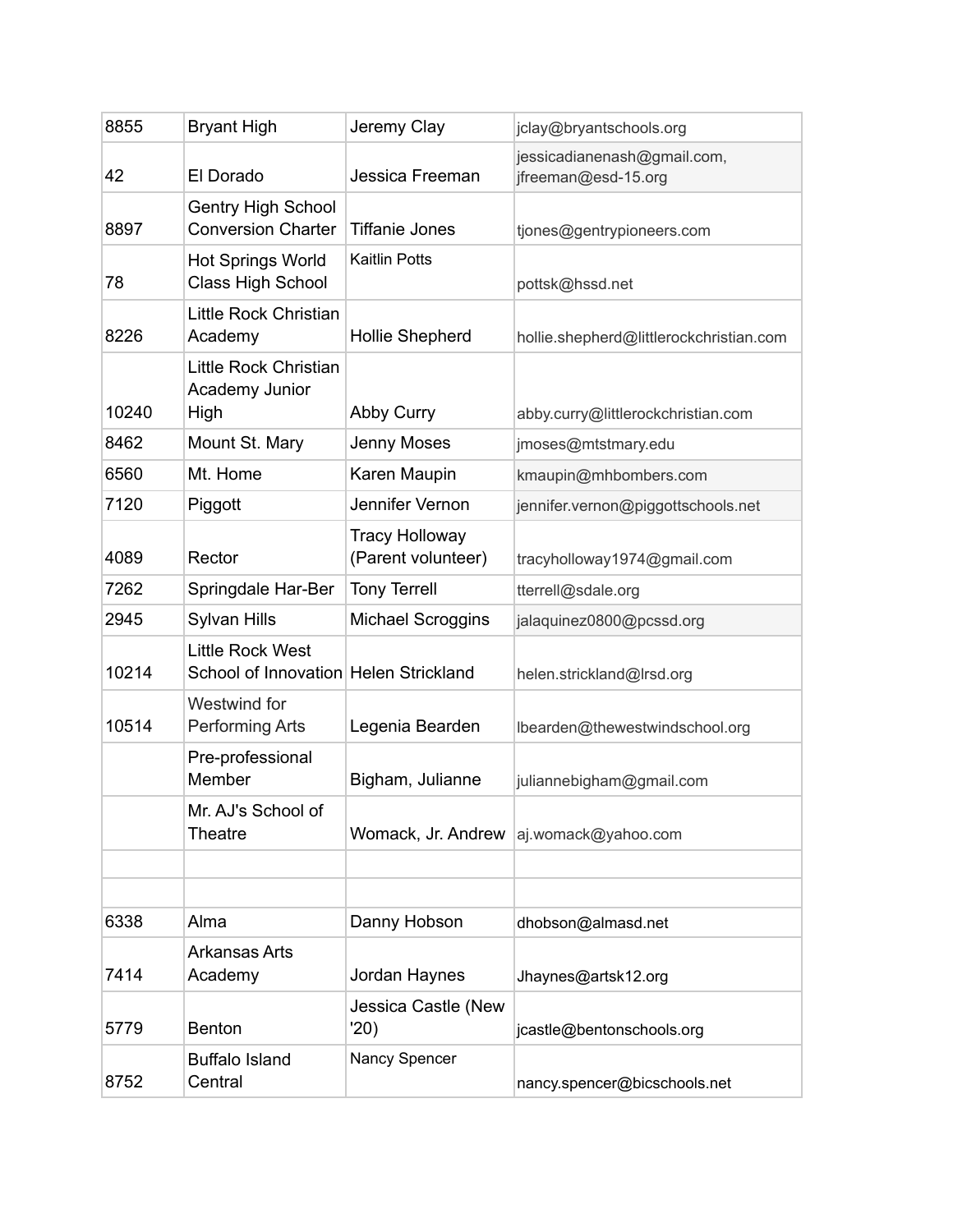| | | | |
|---|---|---|---|
| 8855 | Bryant High | Jeremy Clay | jclay@bryantschools.org |
| 42 | El Dorado | Jessica Freeman | jessicadianenash@gmail.com, jfreeman@esd-15.org |
| 8897 | Gentry High School Conversion Charter | Tiffanie Jones | tjones@gentrypioneers.com |
| 78 | Hot Springs World Class High School | Kaitlin Potts | pottsk@hssd.net |
| 8226 | Little Rock Christian Academy | Hollie Shepherd | hollie.shepherd@littlerockchristian.com |
| 10240 | Little Rock Christian Academy Junior High | Abby Curry | abby.curry@littlerockchristian.com |
| 8462 | Mount St. Mary | Jenny Moses | jmoses@mtstmary.edu |
| 6560 | Mt. Home | Karen Maupin | kmaupin@mhbombers.com |
| 7120 | Piggott | Jennifer Vernon | jennifer.vernon@piggottschools.net |
| 4089 | Rector | Tracy Holloway (Parent volunteer) | tracyholloway1974@gmail.com |
| 7262 | Springdale Har-Ber | Tony Terrell | tterrell@sdale.org |
| 2945 | Sylvan Hills | Michael Scroggins | jalaquinez0800@pcssd.org |
| 10214 | Little Rock West School of Innovation | Helen Strickland | helen.strickland@lrsd.org |
| 10514 | Westwind for Performing Arts | Legenia Bearden | lbearden@thewestwindschool.org |
| | Pre-professional Member | Bigham, Julianne | juliannebigham@gmail.com |
| | Mr. AJ's School of Theatre | Womack, Jr. Andrew | aj.womack@yahoo.com |
| | | | |
| | | | |
| 6338 | Alma | Danny Hobson | dhobson@almasd.net |
| 7414 | Arkansas Arts Academy | Jordan Haynes | Jhaynes@artsk12.org |
| 5779 | Benton | Jessica Castle (New '20) | jcastle@bentonschools.org |
| 8752 | Buffalo Island Central | Nancy Spencer | nancy.spencer@bicschools.net |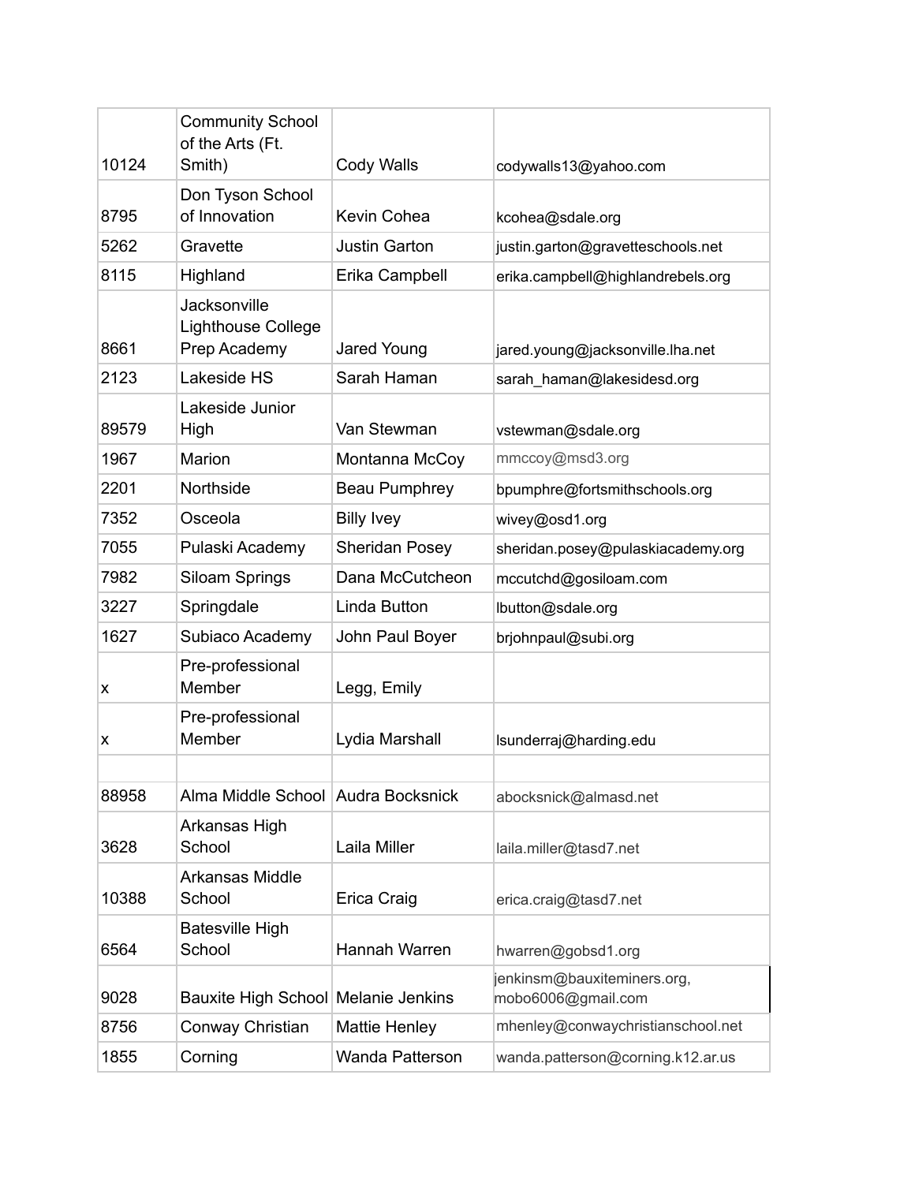| | | | |
|---|---|---|---|
| 10124 | Community School of the Arts (Ft. Smith) | Cody Walls | codywalls13@yahoo.com |
| 8795 | Don Tyson School of Innovation | Kevin Cohea | kcohea@sdale.org |
| 5262 | Gravette | Justin Garton | justin.garton@gravetteschools.net |
| 8115 | Highland | Erika Campbell | erika.campbell@highlandrebels.org |
| 8661 | Jacksonville Lighthouse College Prep Academy | Jared Young | jared.young@jacksonville.lha.net |
| 2123 | Lakeside HS | Sarah Haman | sarah_haman@lakesidesd.org |
| 89579 | Lakeside Junior High | Van Stewman | vstewman@sdale.org |
| 1967 | Marion | Montanna McCoy | mmccoy@msd3.org |
| 2201 | Northside | Beau Pumphrey | bpumphre@fortsmithschools.org |
| 7352 | Osceola | Billy Ivey | wivey@osd1.org |
| 7055 | Pulaski Academy | Sheridan Posey | sheridan.posey@pulaskiacademy.org |
| 7982 | Siloam Springs | Dana McCutcheon | mccutchd@gosiloam.com |
| 3227 | Springdale | Linda Button | lbutton@sdale.org |
| 1627 | Subiaco Academy | John Paul Boyer | brjohnpaul@subi.org |
| x | Pre-professional Member | Legg, Emily | |
| x | Pre-professional Member | Lydia Marshall | lsunderraj@harding.edu |
| | | | |
| 88958 | Alma Middle School | Audra Bocksnick | abocksnick@almasd.net |
| 3628 | Arkansas High School | Laila Miller | laila.miller@tasd7.net |
| 10388 | Arkansas Middle School | Erica Craig | erica.craig@tasd7.net |
| 6564 | Batesville High School | Hannah Warren | hwarren@gobsd1.org |
| 9028 | Bauxite High School | Melanie Jenkins | jenkinsm@bauxiteminers.org, mobo6006@gmail.com |
| 8756 | Conway Christian | Mattie Henley | mhenley@conwaychristianschool.net |
| 1855 | Corning | Wanda Patterson | wanda.patterson@corning.k12.ar.us |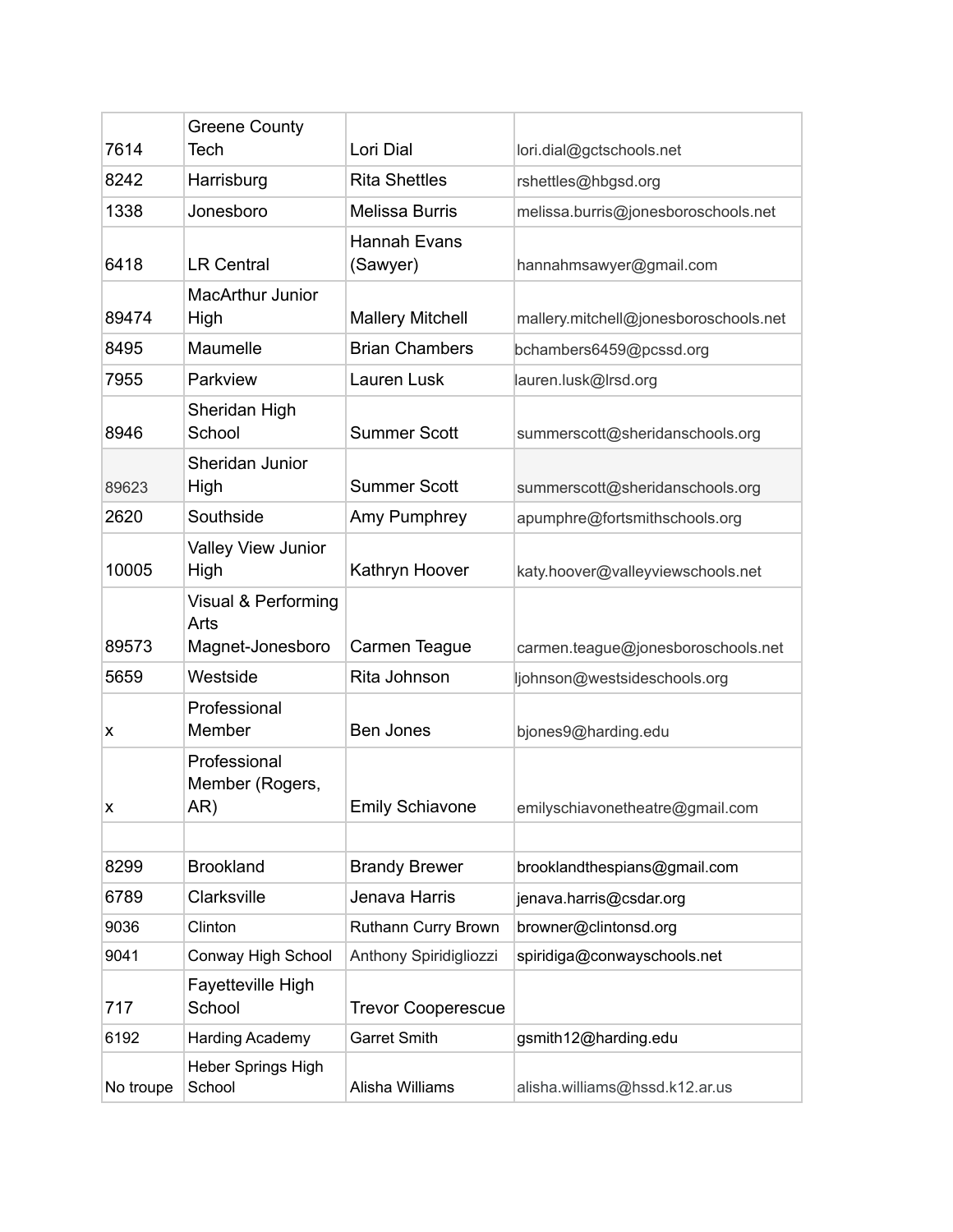| | | | |
|---|---|---|---|
| 7614 | Greene County Tech | Lori Dial | lori.dial@gctschools.net |
| 8242 | Harrisburg | Rita Shettles | rshettles@hbgsd.org |
| 1338 | Jonesboro | Melissa Burris | melissa.burris@jonesboroschools.net |
| 6418 | LR Central | Hannah Evans (Sawyer) | hannahmsawyer@gmail.com |
| 89474 | MacArthur Junior High | Mallery Mitchell | mallery.mitchell@jonesboroschools.net |
| 8495 | Maumelle | Brian Chambers | bchambers6459@pcssd.org |
| 7955 | Parkview | Lauren Lusk | lauren.lusk@lrsd.org |
| 8946 | Sheridan High School | Summer Scott | summerscott@sheridanschools.org |
| 89623 | Sheridan Junior High | Summer Scott | summerscott@sheridanschools.org |
| 2620 | Southside | Amy Pumphrey | apumphre@fortsmithschools.org |
| 10005 | Valley View Junior High | Kathryn Hoover | katy.hoover@valleyviewschools.net |
| 89573 | Visual & Performing Arts Magnet-Jonesboro | Carmen Teague | carmen.teague@jonesboroschools.net |
| 5659 | Westside | Rita Johnson | ljohnson@westsideschools.org |
| x | Professional Member | Ben Jones | bjones9@harding.edu |
| x | Professional Member (Rogers, AR) | Emily Schiavone | emilyschiavonetheatre@gmail.com |
| | | | |
| 8299 | Brookland | Brandy Brewer | brooklandthespians@gmail.com |
| 6789 | Clarksville | Jenava Harris | jenava.harris@csdar.org |
| 9036 | Clinton | Ruthann Curry Brown | browner@clintonsd.org |
| 9041 | Conway High School | Anthony Spiridigliozzi | spiridiga@conwayschools.net |
| 717 | Fayetteville High School | Trevor Cooperescue | |
| 6192 | Harding Academy | Garret Smith | gsmith12@harding.edu |
| No troupe | Heber Springs High School | Alisha Williams | alisha.williams@hssd.k12.ar.us |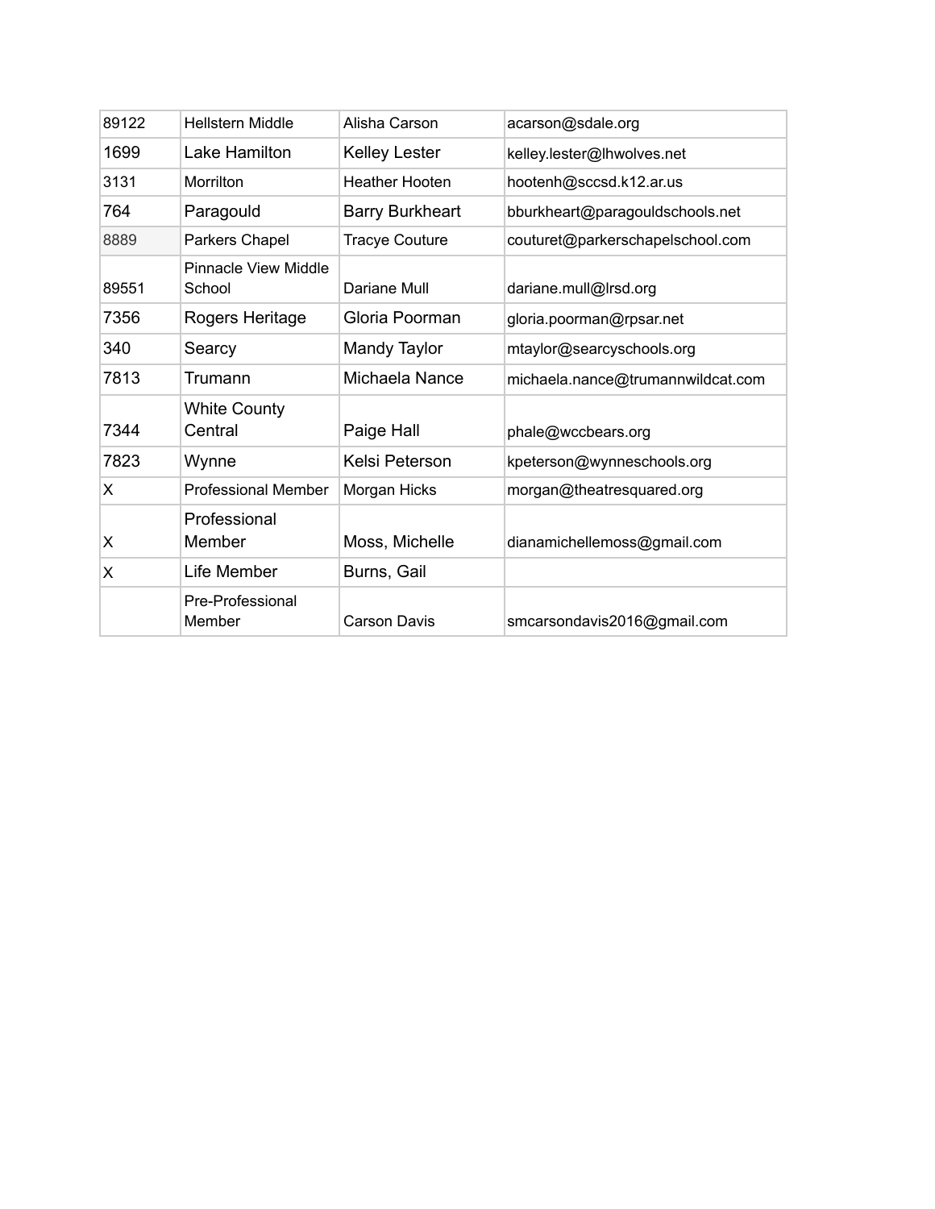| | | | |
|---|---|---|---|
| 89122 | Hellstern Middle | Alisha Carson | acarson@sdale.org |
| 1699 | Lake Hamilton | Kelley Lester | kelley.lester@lhwolves.net |
| 3131 | Morrilton | Heather Hooten | hootenh@sccsd.k12.ar.us |
| 764 | Paragould | Barry Burkheart | bburkheart@paragouldschools.net |
| 8889 | Parkers Chapel | Tracye Couture | couturet@parkerschapelschool.com |
| 89551 | Pinnacle View Middle School | Dariane Mull | dariane.mull@lrsd.org |
| 7356 | Rogers Heritage | Gloria Poorman | gloria.poorman@rpsar.net |
| 340 | Searcy | Mandy Taylor | mtaylor@searcyschools.org |
| 7813 | Trumann | Michaela Nance | michaela.nance@trumannwildcat.com |
| 7344 | White County Central | Paige Hall | phale@wccbears.org |
| 7823 | Wynne | Kelsi Peterson | kpeterson@wynneschools.org |
| X | Professional Member | Morgan Hicks | morgan@theatresquared.org |
| X | Professional Member | Moss, Michelle | dianamichellemoss@gmail.com |
| X | Life Member | Burns, Gail | |
| | Pre-Professional Member | Carson Davis | smcarsondavis2016@gmail.com |